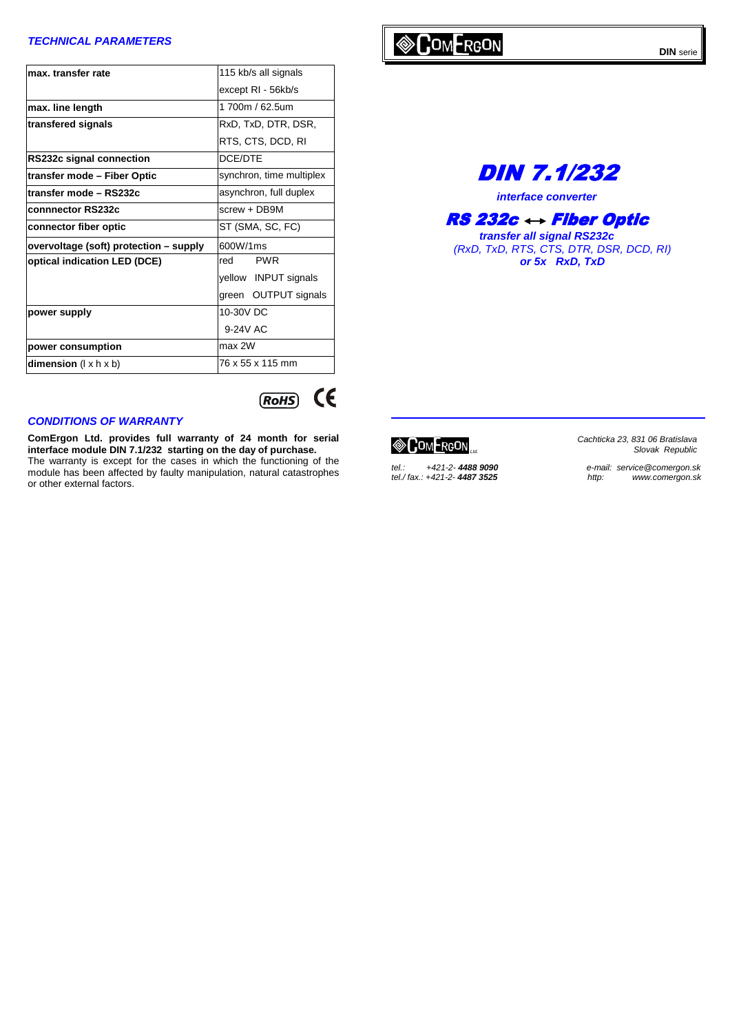## TECHNICAL PARAMETERS

| | |
|---|---|
| **max. transfer rate** | 115 kb/s all signals<br>except RI - 56kb/s |
| **max. line length** | 1 700m / 62.5um |
| **transfered signals** | RxD, TxD, DTR, DSR,<br>RTS, CTS, DCD, RI |
| **RS232c signal connection** | DCE/DTE |
| **transfer mode – Fiber Optic** | synchron, time multiplex |
| **transfer mode – RS232c** | asynchron, full duplex |
| **connnector RS232c** | screw + DB9M |
| **connector fiber optic** | ST (SMA, SC, FC) |
| **overvoltage (soft) protection – supply** | 600W/1ms |
| **optical indication LED (DCE)** | red PWR<br>yellow INPUT signals<br>green OUTPUT signals |
| **power supply** | 10-30V DC<br>9-24V AC |
| **power consumption** | max 2W |
| **dimension** (l x h x b) | 76 x 55 x 115 mm |

RoHS CE

## CONDITIONS OF WARRANTY

**ComErgon Ltd. provides full warranty of 24 month for serial interface module DIN 7.1/232 starting on the day of purchase.**
The warranty is except for the cases in which the functioning of the module has been affected by faulty manipulation, natural catastrophes or other external factors.

COMERGON

**DIN** serie

# *DIN 7.1/232*

***interface converter***

## *RS 232c ↔ Fiber Optic*

***transfer all signal RS232c***
*(RxD, TxD, RTS, CTS, DTR, DSR, DCD, RI)*
***or 5x RxD, TxD***

---

COMERGON Ltd.

*Cachticka 23, 831 06 Bratislava*
*Slovak Republic*

*tel.: +421-2- **4488 9090***
*tel./ fax.: +421-2- **4487 3525***

*e-mail: service@comergon.sk*
*http: www.comergon.sk*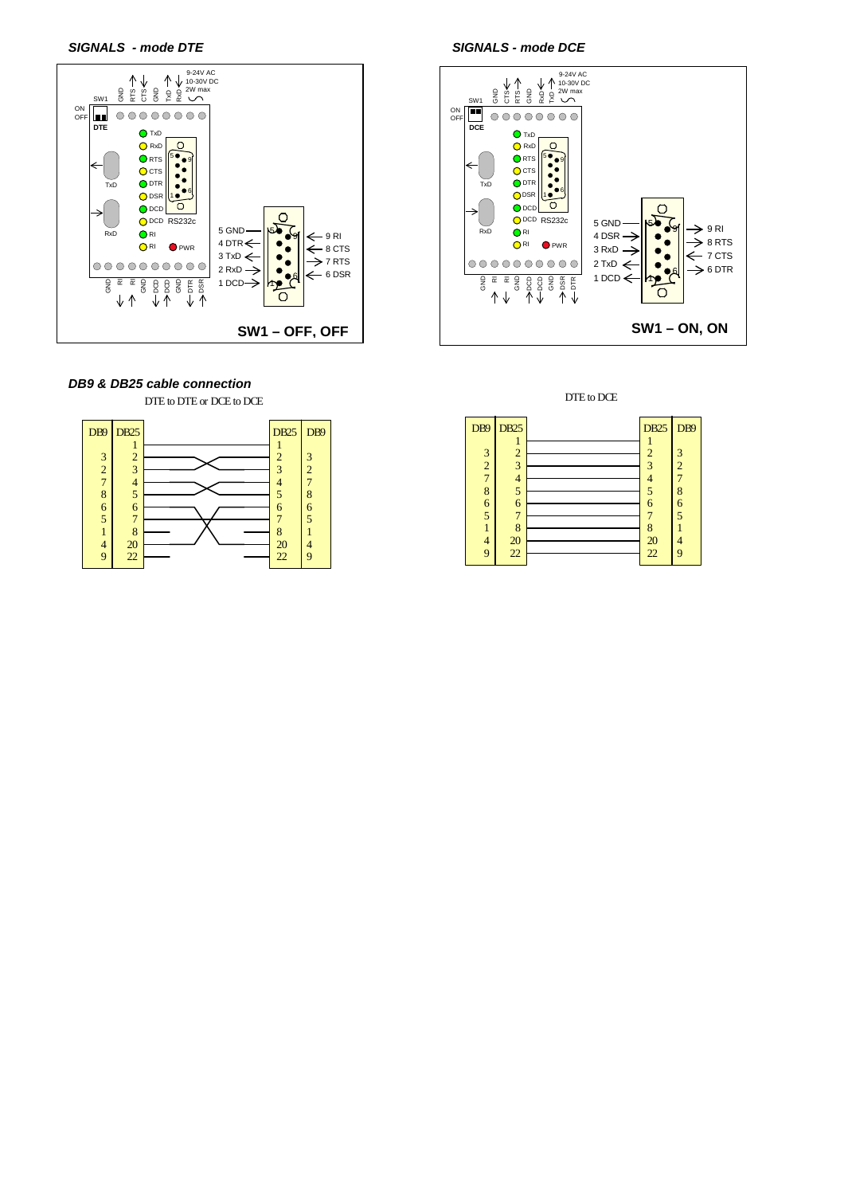***SIGNALS - mode DTE***

9-24V AC
10-30V DC
2W max

SW1
ON
OFF
DTE

GND RTS CTS GND TxD RxD

TxD RxD RTS CTS DTR DSR DCD RI RI PWR

RS232c

5 GND
4 DTR
3 TxD
2 RxD
1 DCD

9 RI
8 CTS
7 RTS
6 DSR

GND RI RI GND DCD DCD GND DTR DSR

**SW1 – OFF, OFF**

***SIGNALS - mode DCE***

9-24V AC
10-30V DC
2W max

SW1
ON
OFF
DCE

GND CTS RTS GND RxD TxD

TxD RxD RTS CTS DTR DSR DCD RI RI PWR

RS232c

5 GND
4 DSR
3 RxD
2 TxD
1 DCD

9 RI
8 RTS
7 CTS
6 DTR

GND RI RI GND DCD DCD GND DSR DTR

**SW1 – ON, ON**

***DB9 & DB25 cable connection***

DTE to DTE or DCE to DCE

| DB9 | DB25 | DB25 | DB9 |
|---|---|---|---|
| | 1 | 1 | |
| 3 | 2 | 2 | 3 |
| 2 | 3 | 3 | 2 |
| 7 | 4 | 4 | 7 |
| 8 | 5 | 5 | 8 |
| 6 | 6 | 6 | 6 |
| 5 | 7 | 7 | 5 |
| 1 | 8 | 8 | 1 |
| 4 | 20 | 20 | 4 |
| 9 | 22 | 22 | 9 |

DTE to DCE

| DB9 | DB25 | DB25 | DB9 |
|---|---|---|---|
| | 1 | 1 | |
| 3 | 2 | 2 | 3 |
| 2 | 3 | 3 | 2 |
| 7 | 4 | 4 | 7 |
| 8 | 5 | 5 | 8 |
| 6 | 6 | 6 | 6 |
| 5 | 7 | 7 | 5 |
| 1 | 8 | 8 | 1 |
| 4 | 20 | 20 | 4 |
| 9 | 22 | 22 | 9 |